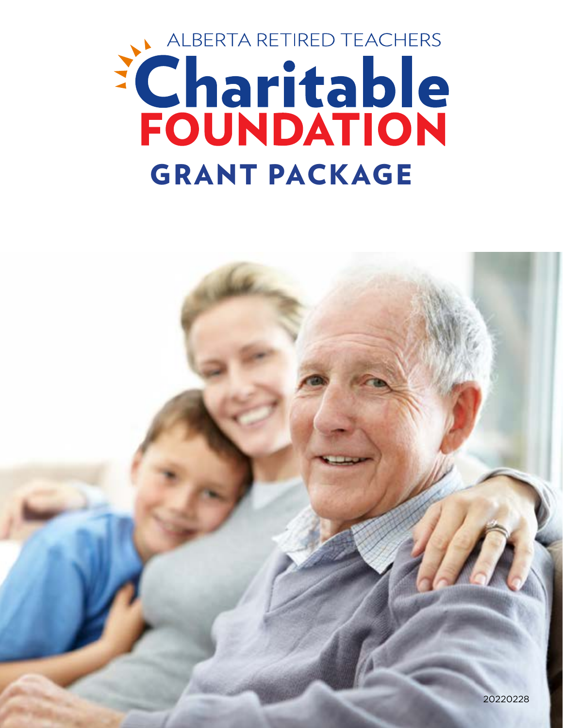ALBERTA RETIRED TEACHERS

# Charitable FOUNDATION

## GRANT PACKAGE

20220228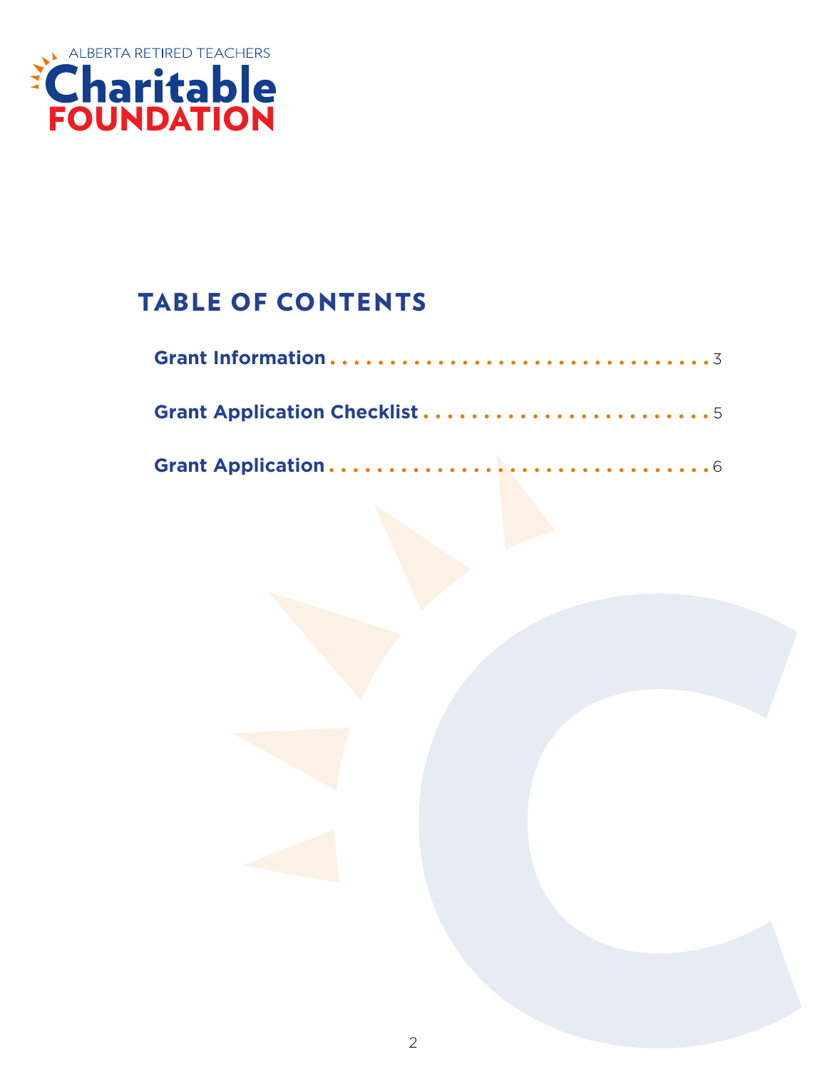ALBERTA RETIRED TEACHERS
**Charitable FOUNDATION**

## TABLE OF CONTENTS

**Grant Information** .................................... 3

**Grant Application Checklist** ........................ 5

**Grant Application** ..................................... 6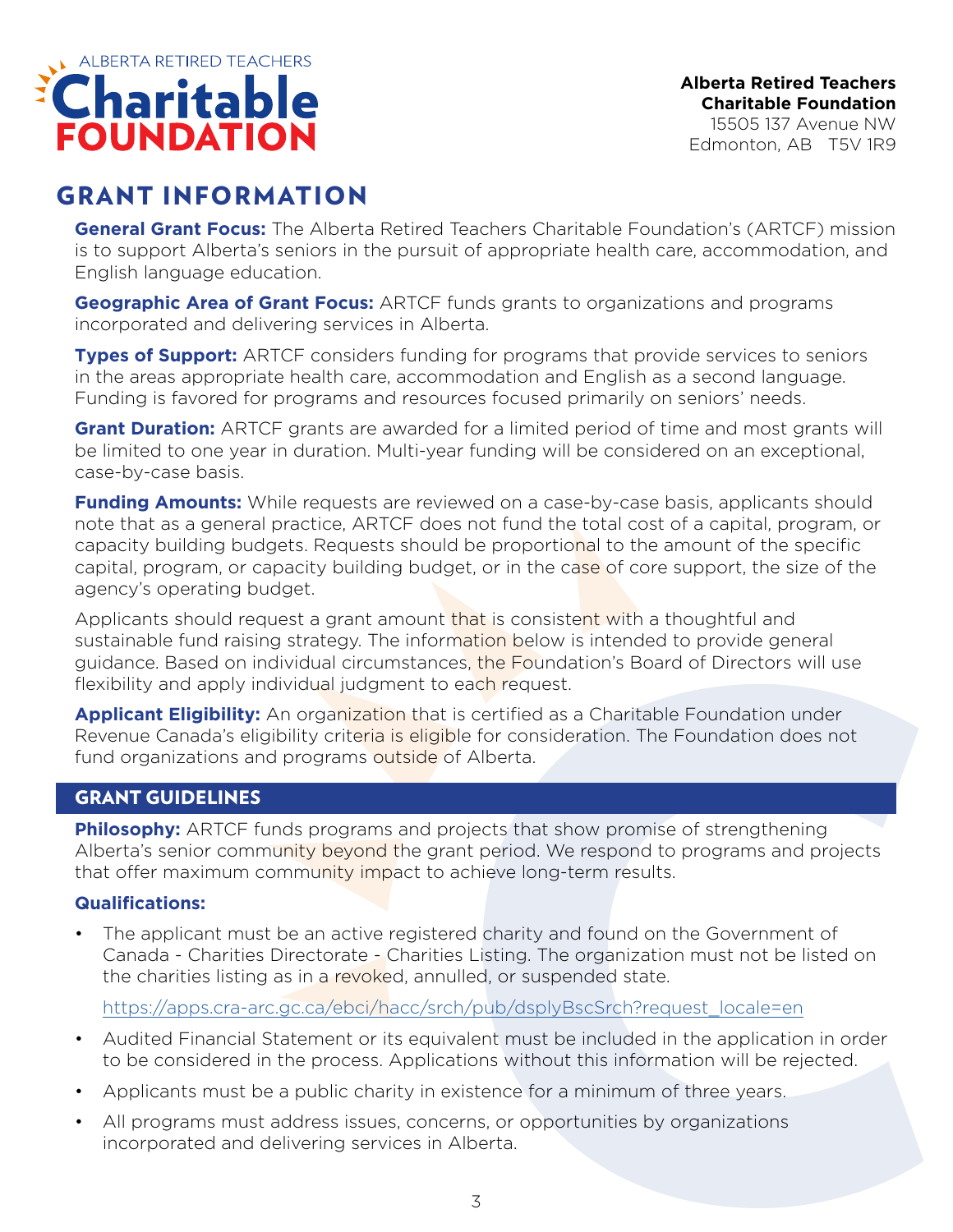**Alberta Retired Teachers Charitable Foundation**
15505 137 Avenue NW
Edmonton, AB T5V 1R9

# GRANT INFORMATION

**General Grant Focus:** The Alberta Retired Teachers Charitable Foundation's (ARTCF) mission is to support Alberta's seniors in the pursuit of appropriate health care, accommodation, and English language education.

**Geographic Area of Grant Focus:** ARTCF funds grants to organizations and programs incorporated and delivering services in Alberta.

**Types of Support:** ARTCF considers funding for programs that provide services to seniors in the areas appropriate health care, accommodation and English as a second language. Funding is favored for programs and resources focused primarily on seniors' needs.

**Grant Duration:** ARTCF grants are awarded for a limited period of time and most grants will be limited to one year in duration. Multi-year funding will be considered on an exceptional, case-by-case basis.

**Funding Amounts:** While requests are reviewed on a case-by-case basis, applicants should note that as a general practice, ARTCF does not fund the total cost of a capital, program, or capacity building budgets. Requests should be proportional to the amount of the specific capital, program, or capacity building budget, or in the case of core support, the size of the agency's operating budget.

Applicants should request a grant amount that is consistent with a thoughtful and sustainable fund raising strategy. The information below is intended to provide general guidance. Based on individual circumstances, the Foundation's Board of Directors will use flexibility and apply individual judgment to each request.

**Applicant Eligibility:** An organization that is certified as a Charitable Foundation under Revenue Canada's eligibility criteria is eligible for consideration. The Foundation does not fund organizations and programs outside of Alberta.

## GRANT GUIDELINES

**Philosophy:** ARTCF funds programs and projects that show promise of strengthening Alberta's senior community beyond the grant period. We respond to programs and projects that offer maximum community impact to achieve long-term results.

**Qualifications:**

- The applicant must be an active registered charity and found on the Government of Canada - Charities Directorate - Charities Listing. The organization must not be listed on the charities listing as in a revoked, annulled, or suspended state.

  https://apps.cra-arc.gc.ca/ebci/hacc/srch/pub/dsplyBscSrch?request_locale=en

- Audited Financial Statement or its equivalent must be included in the application in order to be considered in the process. Applications without this information will be rejected.
- Applicants must be a public charity in existence for a minimum of three years.
- All programs must address issues, concerns, or opportunities by organizations incorporated and delivering services in Alberta.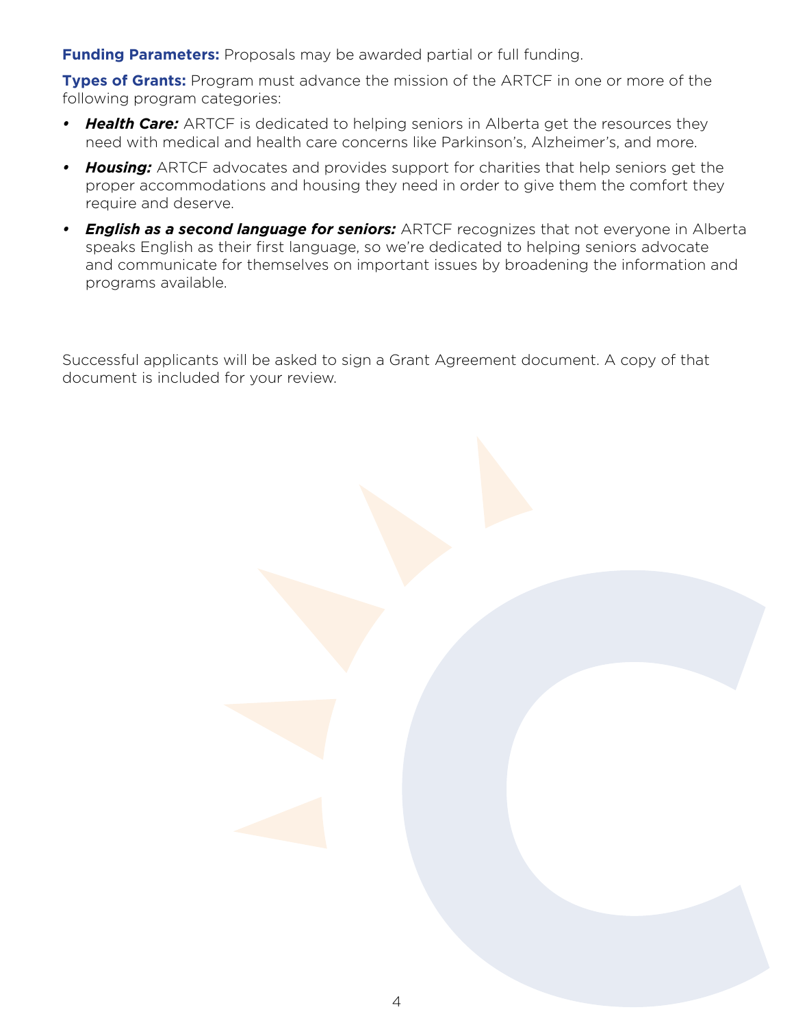**Funding Parameters:** Proposals may be awarded partial or full funding.

**Types of Grants:** Program must advance the mission of the ARTCF in one or more of the following program categories:

- ***Health Care:*** ARTCF is dedicated to helping seniors in Alberta get the resources they need with medical and health care concerns like Parkinson's, Alzheimer's, and more.
- ***Housing:*** ARTCF advocates and provides support for charities that help seniors get the proper accommodations and housing they need in order to give them the comfort they require and deserve.
- ***English as a second language for seniors:*** ARTCF recognizes that not everyone in Alberta speaks English as their first language, so we're dedicated to helping seniors advocate and communicate for themselves on important issues by broadening the information and programs available.

Successful applicants will be asked to sign a Grant Agreement document. A copy of that document is included for your review.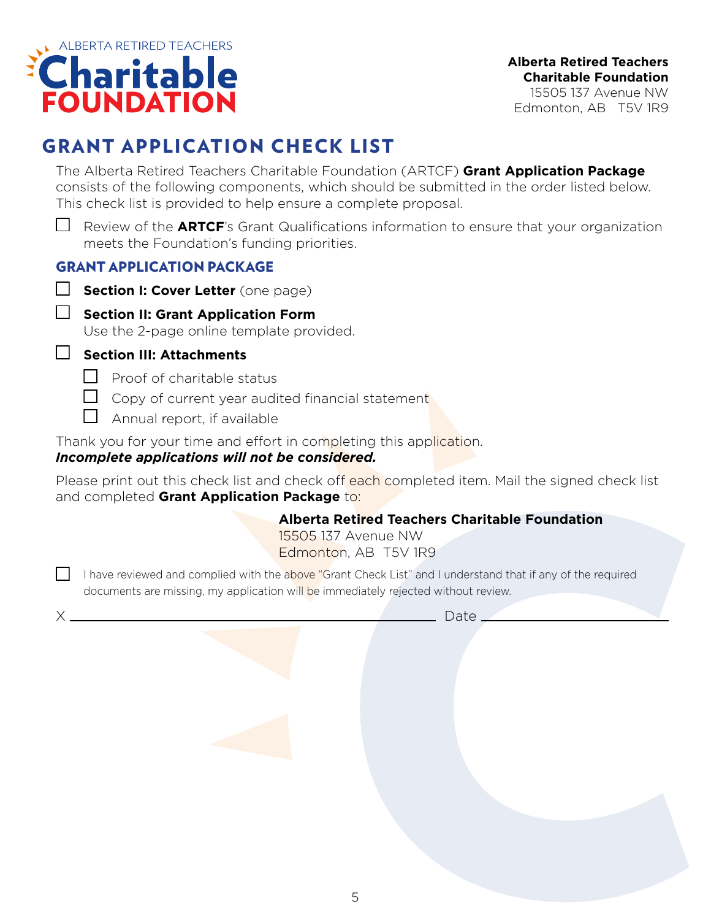ALBERTA RETIRED TEACHERS
Charitable
FOUNDATION

**Alberta Retired Teachers Charitable Foundation**
15505 137 Avenue NW
Edmonton, AB T5V 1R9

# GRANT APPLICATION CHECK LIST

The Alberta Retired Teachers Charitable Foundation (ARTCF) **Grant Application Package** consists of the following components, which should be submitted in the order listed below. This check list is provided to help ensure a complete proposal.

- [ ] Review of the **ARTCF**'s Grant Qualifications information to ensure that your organization meets the Foundation's funding priorities.

## GRANT APPLICATION PACKAGE

- [ ] **Section I: Cover Letter** (one page)
- [ ] **Section II: Grant Application Form**
  Use the 2-page online template provided.
- [ ] **Section III: Attachments**
  - [ ] Proof of charitable status
  - [ ] Copy of current year audited financial statement
  - [ ] Annual report, if available

Thank you for your time and effort in completing this application.
***Incomplete applications will not be considered.***

Please print out this check list and check off each completed item. Mail the signed check list and completed **Grant Application Package** to:

**Alberta Retired Teachers Charitable Foundation**
15505 137 Avenue NW
Edmonton, AB T5V 1R9

- [ ] I have reviewed and complied with the above "Grant Check List" and I understand that if any of the required documents are missing, my application will be immediately rejected without review.

X ______________________________ Date ______________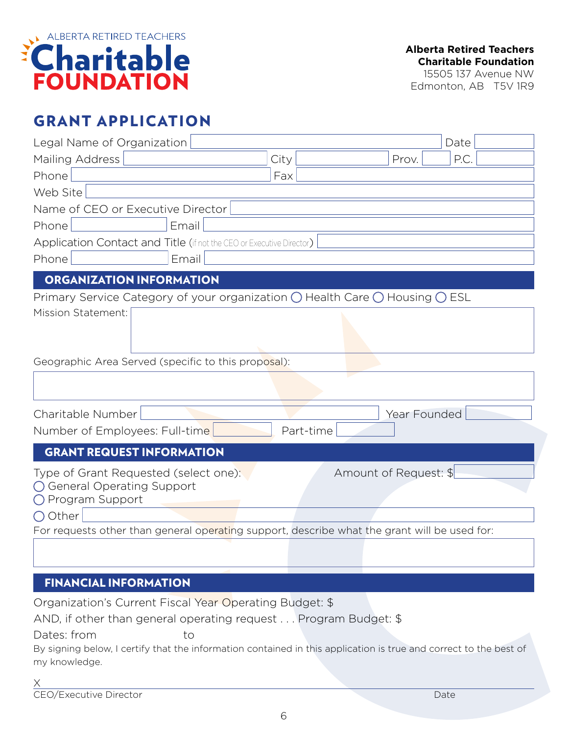ALBERTA RETIRED TEACHERS
**Charitable FOUNDATION**

**Alberta Retired Teachers Charitable Foundation**
15505 137 Avenue NW
Edmonton, AB T5V 1R9

# GRANT APPLICATION

Legal Name of Organization ______ Date ______

Mailing Address ______ City ______ Prov. ______ P.C. ______

Phone ______ Fax ______

Web Site ______

Name of CEO or Executive Director ______

Phone ______ Email ______

Application Contact and Title (if not the CEO or Executive Director) ______

Phone ______ Email ______

## ORGANIZATION INFORMATION

Primary Service Category of your organization ◯ Health Care ◯ Housing ◯ ESL

Mission Statement: ______

Geographic Area Served (specific to this proposal): ______

Charitable Number ______ Year Founded ______

Number of Employees: Full-time ______ Part-time ______

## GRANT REQUEST INFORMATION

Type of Grant Requested (select one): Amount of Request: $ ______

◯ General Operating Support
◯ Program Support
◯ Other ______

For requests other than general operating support, describe what the grant will be used for: ______

## FINANCIAL INFORMATION

Organization's Current Fiscal Year Operating Budget: $

AND, if other than general operating request . . . Program Budget: $

Dates: from to

By signing below, I certify that the information contained in this application is true and correct to the best of my knowledge.

X ______
CEO/Executive Director Date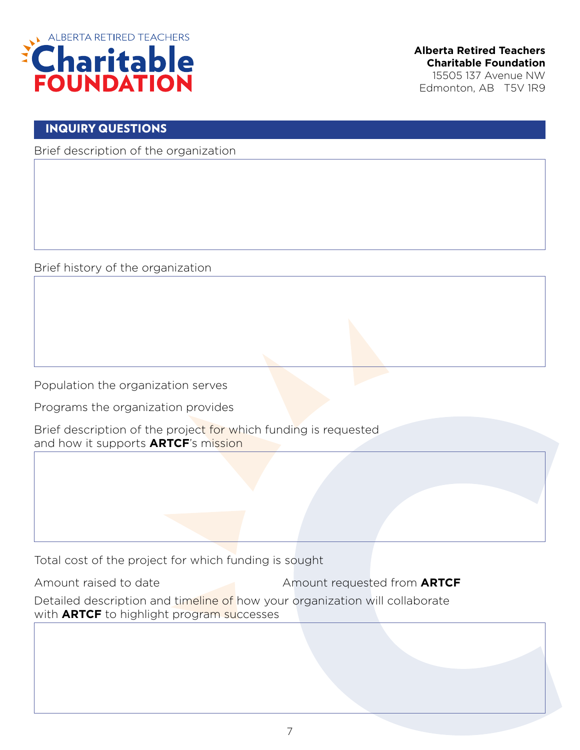ALBERTA RETIRED TEACHERS
**Charitable FOUNDATION**

**Alberta Retired Teachers Charitable Foundation**
15505 137 Avenue NW
Edmonton, AB T5V 1R9

## INQUIRY QUESTIONS

Brief description of the organization

Brief history of the organization

Population the organization serves

Programs the organization provides

Brief description of the project for which funding is requested and how it supports **ARTCF**'s mission

Total cost of the project for which funding is sought

Amount raised to date

Amount requested from **ARTCF**

Detailed description and timeline of how your organization will collaborate with **ARTCF** to highlight program successes